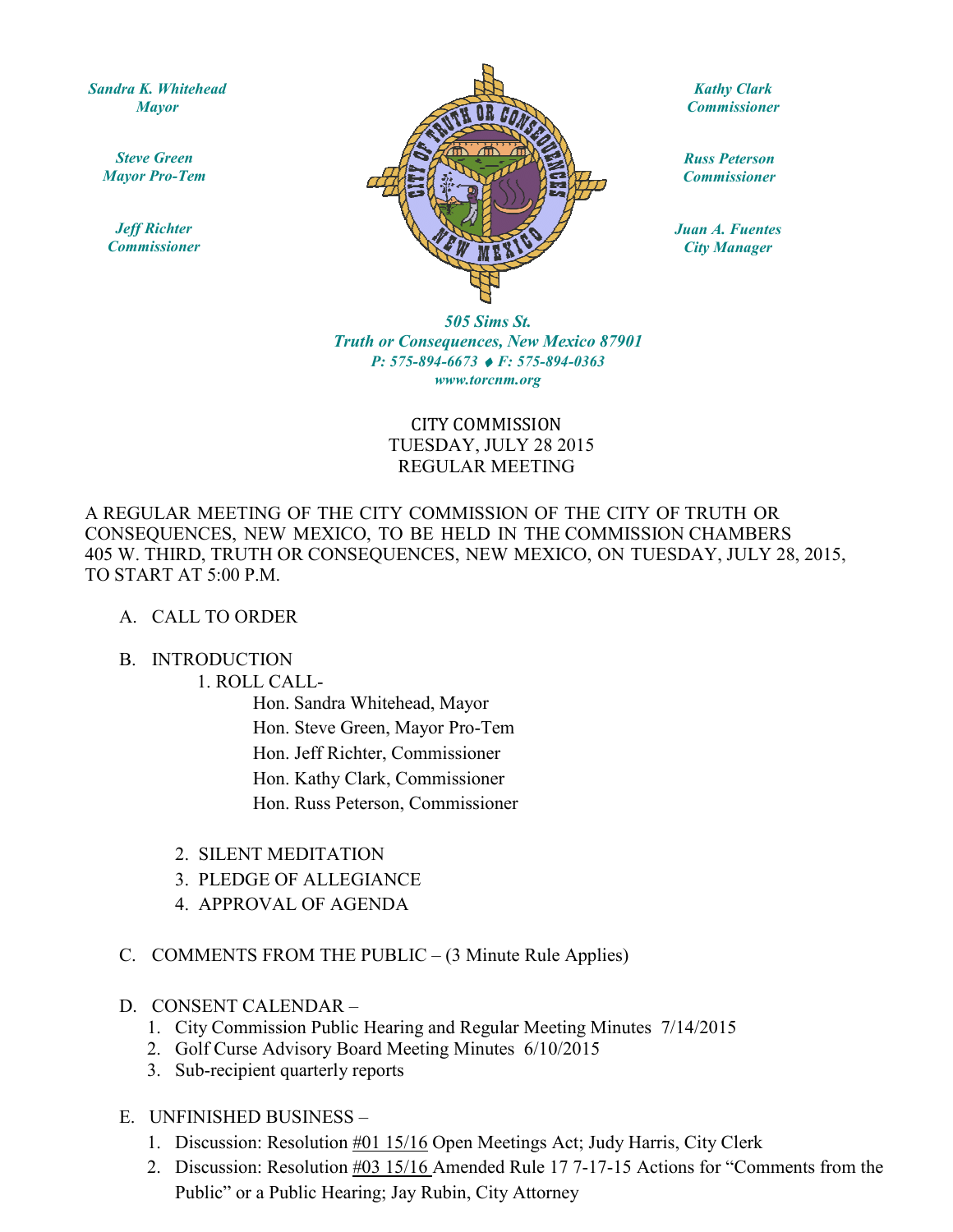*Sandra K. Whitehead*
*Mayor*

*Steve Green*
*Mayor Pro-Tem*

*Jeff Richter*
*Commissioner*

*Kathy Clark*
*Commissioner*

*Russ Peterson*
*Commissioner*

*Juan A. Fuentes*
*City Manager*

*505 Sims St.*
*Truth or Consequences, New Mexico 87901*
*P: 575-894-6673 ♦ F: 575-894-0363*
*www.torcnm.org*

CITY COMMISSION
TUESDAY, JULY 28 2015
REGULAR MEETING

A REGULAR MEETING OF THE CITY COMMISSION OF THE CITY OF TRUTH OR CONSEQUENCES, NEW MEXICO, TO BE HELD IN THE COMMISSION CHAMBERS 405 W. THIRD, TRUTH OR CONSEQUENCES, NEW MEXICO, ON TUESDAY, JULY 28, 2015, TO START AT 5:00 P.M.

A. CALL TO ORDER

B. INTRODUCTION
   1. ROLL CALL-
      - Hon. Sandra Whitehead, Mayor
      - Hon. Steve Green, Mayor Pro-Tem
      - Hon. Jeff Richter, Commissioner
      - Hon. Kathy Clark, Commissioner
      - Hon. Russ Peterson, Commissioner
   2. SILENT MEDITATION
   3. PLEDGE OF ALLEGIANCE
   4. APPROVAL OF AGENDA

C. COMMENTS FROM THE PUBLIC – (3 Minute Rule Applies)

D. CONSENT CALENDAR –
   1. City Commission Public Hearing and Regular Meeting Minutes 7/14/2015
   2. Golf Curse Advisory Board Meeting Minutes 6/10/2015
   3. Sub-recipient quarterly reports

E. UNFINISHED BUSINESS –
   1. Discussion: Resolution #01 15/16 Open Meetings Act; Judy Harris, City Clerk
   2. Discussion: Resolution #03 15/16 Amended Rule 17 7-17-15 Actions for "Comments from the Public" or a Public Hearing; Jay Rubin, City Attorney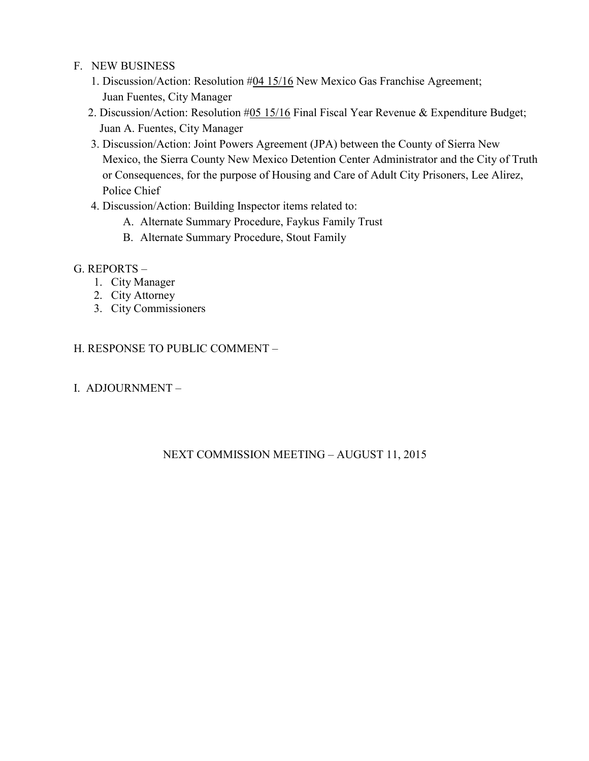F. NEW BUSINESS

1. Discussion/Action: Resolution #04 15/16 New Mexico Gas Franchise Agreement; Juan Fuentes, City Manager
2. Discussion/Action: Resolution #05 15/16 Final Fiscal Year Revenue & Expenditure Budget; Juan A. Fuentes, City Manager
3. Discussion/Action: Joint Powers Agreement (JPA) between the County of Sierra New Mexico, the Sierra County New Mexico Detention Center Administrator and the City of Truth or Consequences, for the purpose of Housing and Care of Adult City Prisoners, Lee Alirez, Police Chief
4. Discussion/Action: Building Inspector items related to:
    A. Alternate Summary Procedure, Faykus Family Trust
    B. Alternate Summary Procedure, Stout Family

G. REPORTS –

1. City Manager
2. City Attorney
3. City Commissioners

H. RESPONSE TO PUBLIC COMMENT –

I. ADJOURNMENT –

NEXT COMMISSION MEETING – AUGUST 11, 2015